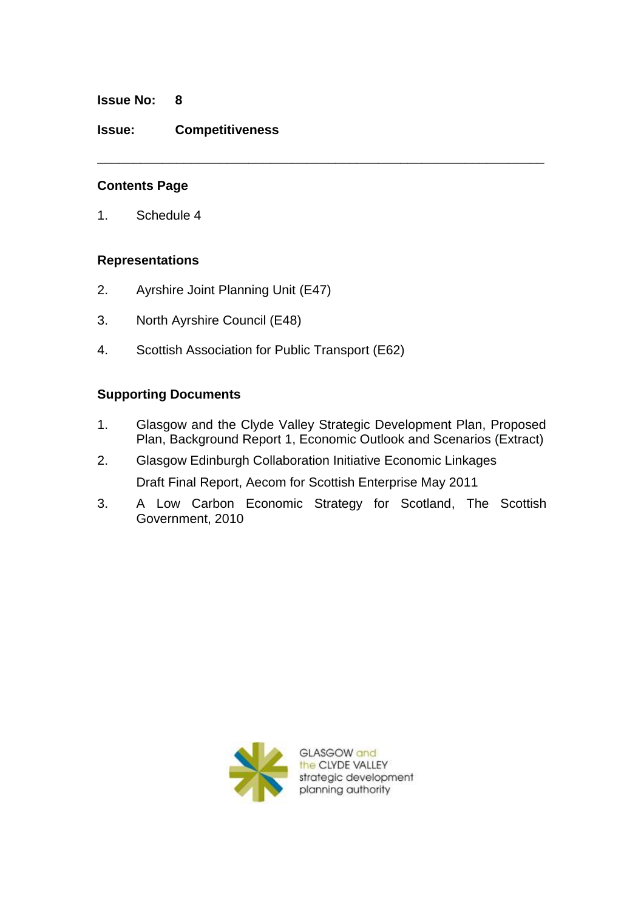**Issue No:** 8

**Issue:** **Competitiveness**

---

## Contents Page

1. Schedule 4

## Representations

2. Ayrshire Joint Planning Unit (E47)

3. North Ayrshire Council (E48)

4. Scottish Association for Public Transport (E62)

## Supporting Documents

1. Glasgow and the Clyde Valley Strategic Development Plan, Proposed Plan, Background Report 1, Economic Outlook and Scenarios (Extract)

2. Glasgow Edinburgh Collaboration Initiative Economic Linkages

   Draft Final Report, Aecom for Scottish Enterprise May 2011

3. A Low Carbon Economic Strategy for Scotland, The Scottish Government, 2010

GLASGOW and the CLYDE VALLEY strategic development planning authority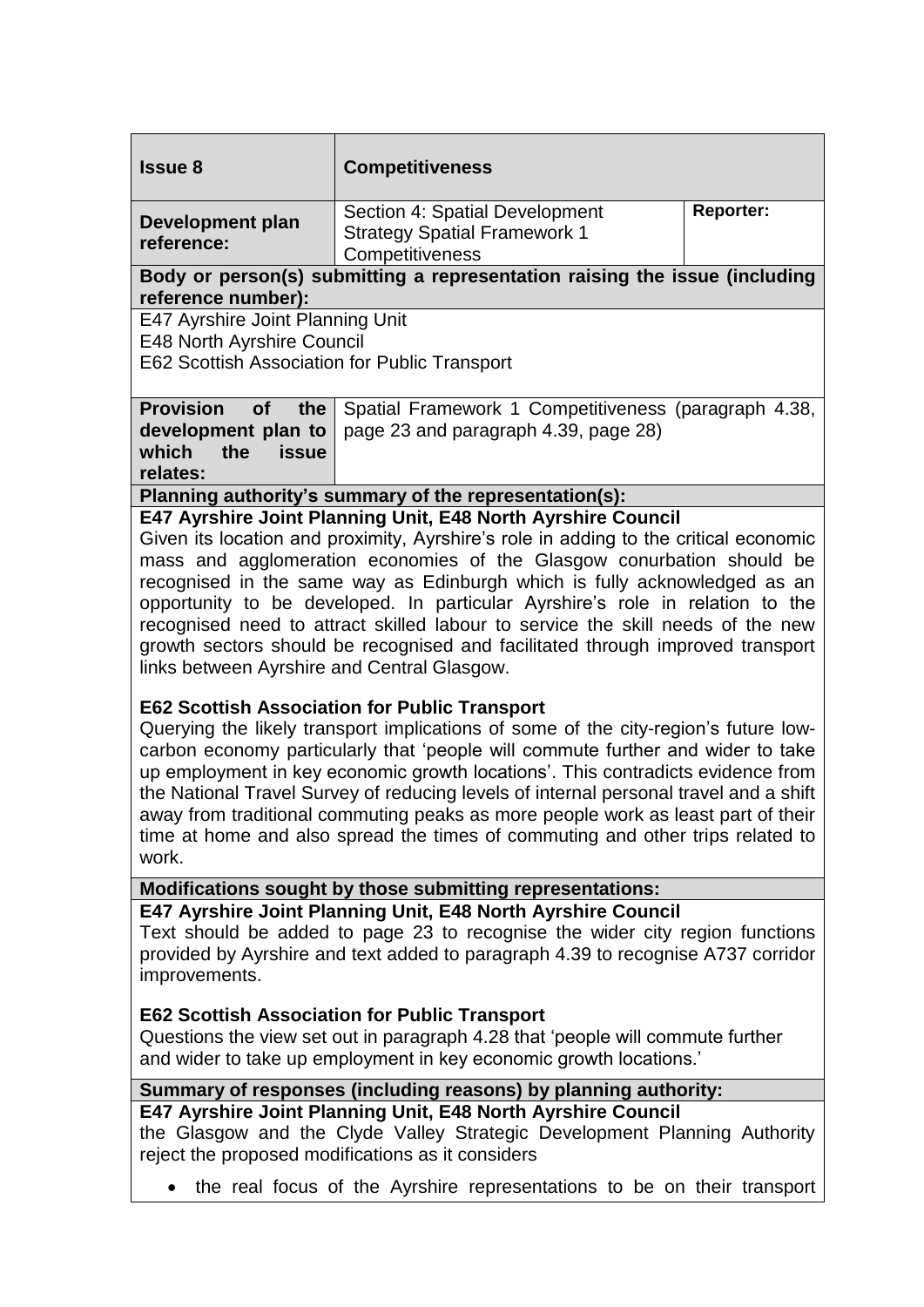| **Issue 8** | **Competitiveness** | |
|---|---|---|
| **Development plan reference:** | Section 4: Spatial Development Strategy Spatial Framework 1 Competitiveness | **Reporter:** |

**Body or person(s) submitting a representation raising the issue (including reference number):**

E47 Ayrshire Joint Planning Unit
E48 North Ayrshire Council
E62 Scottish Association for Public Transport

| **Provision of the development plan to which the issue relates:** | Spatial Framework 1 Competitiveness (paragraph 4.38, page 23 and paragraph 4.39, page 28) |
|---|---|

**Planning authority's summary of the representation(s):**

**E47 Ayrshire Joint Planning Unit, E48 North Ayrshire Council**

Given its location and proximity, Ayrshire's role in adding to the critical economic mass and agglomeration economies of the Glasgow conurbation should be recognised in the same way as Edinburgh which is fully acknowledged as an opportunity to be developed. In particular Ayrshire's role in relation to the recognised need to attract skilled labour to service the skill needs of the new growth sectors should be recognised and facilitated through improved transport links between Ayrshire and Central Glasgow.

**E62 Scottish Association for Public Transport**

Querying the likely transport implications of some of the city-region's future low-carbon economy particularly that 'people will commute further and wider to take up employment in key economic growth locations'. This contradicts evidence from the National Travel Survey of reducing levels of internal personal travel and a shift away from traditional commuting peaks as more people work as least part of their time at home and also spread the times of commuting and other trips related to work.

**Modifications sought by those submitting representations:**

**E47 Ayrshire Joint Planning Unit, E48 North Ayrshire Council**

Text should be added to page 23 to recognise the wider city region functions provided by Ayrshire and text added to paragraph 4.39 to recognise A737 corridor improvements.

**E62 Scottish Association for Public Transport**

Questions the view set out in paragraph 4.28 that 'people will commute further and wider to take up employment in key economic growth locations.'

**Summary of responses (including reasons) by planning authority:**

**E47 Ayrshire Joint Planning Unit, E48 North Ayrshire Council**

the Glasgow and the Clyde Valley Strategic Development Planning Authority reject the proposed modifications as it considers

- the real focus of the Ayrshire representations to be on their transport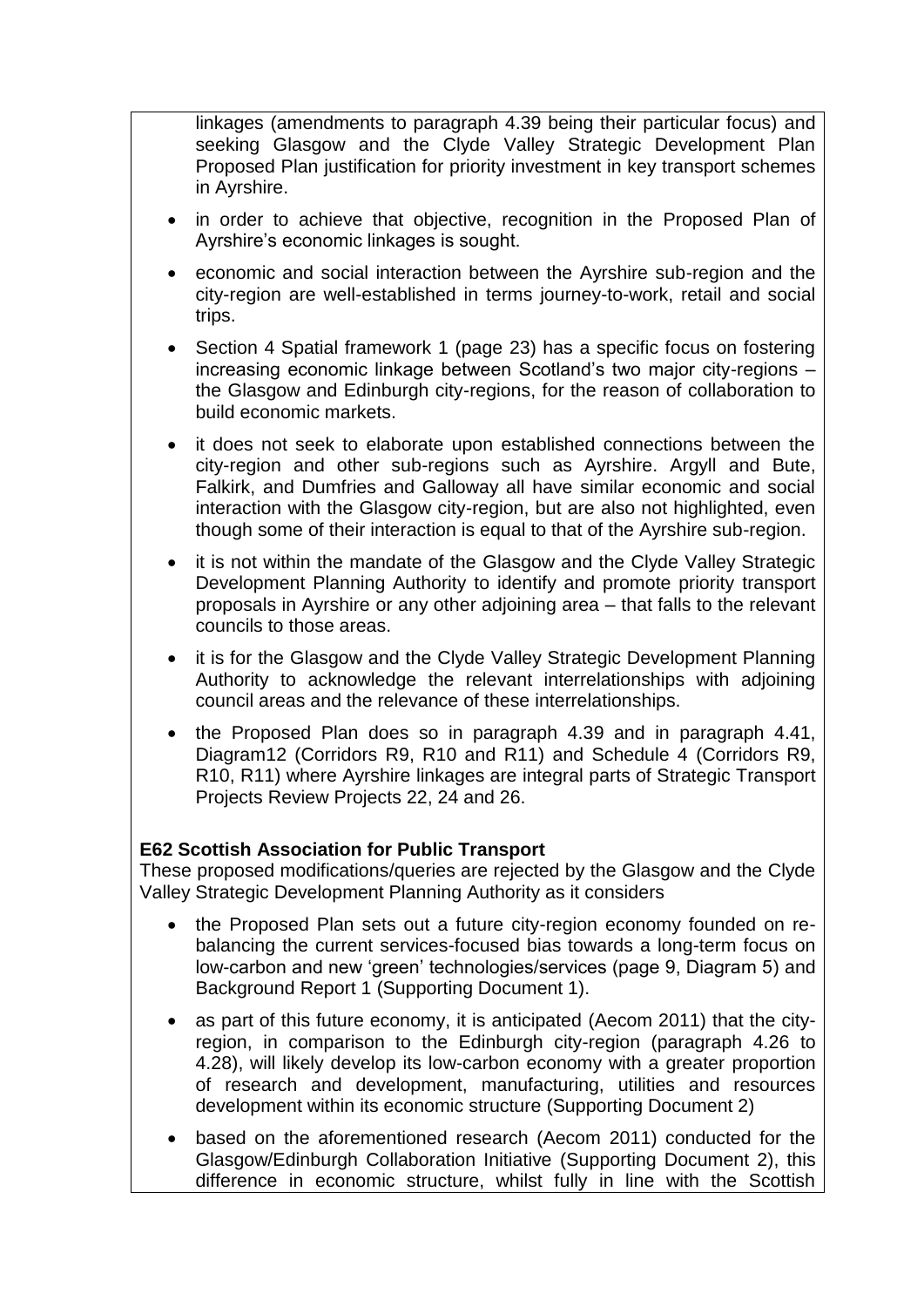linkages (amendments to paragraph 4.39 being their particular focus) and seeking Glasgow and the Clyde Valley Strategic Development Plan Proposed Plan justification for priority investment in key transport schemes in Ayrshire.

- in order to achieve that objective, recognition in the Proposed Plan of Ayrshire's economic linkages is sought.
- economic and social interaction between the Ayrshire sub-region and the city-region are well-established in terms journey-to-work, retail and social trips.
- Section 4 Spatial framework 1 (page 23) has a specific focus on fostering increasing economic linkage between Scotland's two major city-regions – the Glasgow and Edinburgh city-regions, for the reason of collaboration to build economic markets.
- it does not seek to elaborate upon established connections between the city-region and other sub-regions such as Ayrshire. Argyll and Bute, Falkirk, and Dumfries and Galloway all have similar economic and social interaction with the Glasgow city-region, but are also not highlighted, even though some of their interaction is equal to that of the Ayrshire sub-region.
- it is not within the mandate of the Glasgow and the Clyde Valley Strategic Development Planning Authority to identify and promote priority transport proposals in Ayrshire or any other adjoining area – that falls to the relevant councils to those areas.
- it is for the Glasgow and the Clyde Valley Strategic Development Planning Authority to acknowledge the relevant interrelationships with adjoining council areas and the relevance of these interrelationships.
- the Proposed Plan does so in paragraph 4.39 and in paragraph 4.41, Diagram12 (Corridors R9, R10 and R11) and Schedule 4 (Corridors R9, R10, R11) where Ayrshire linkages are integral parts of Strategic Transport Projects Review Projects 22, 24 and 26.

**E62 Scottish Association for Public Transport**

These proposed modifications/queries are rejected by the Glasgow and the Clyde Valley Strategic Development Planning Authority as it considers

- the Proposed Plan sets out a future city-region economy founded on re-balancing the current services-focused bias towards a long-term focus on low-carbon and new 'green' technologies/services (page 9, Diagram 5) and Background Report 1 (Supporting Document 1).
- as part of this future economy, it is anticipated (Aecom 2011) that the city-region, in comparison to the Edinburgh city-region (paragraph 4.26 to 4.28), will likely develop its low-carbon economy with a greater proportion of research and development, manufacturing, utilities and resources development within its economic structure (Supporting Document 2)
- based on the aforementioned research (Aecom 2011) conducted for the Glasgow/Edinburgh Collaboration Initiative (Supporting Document 2), this difference in economic structure, whilst fully in line with the Scottish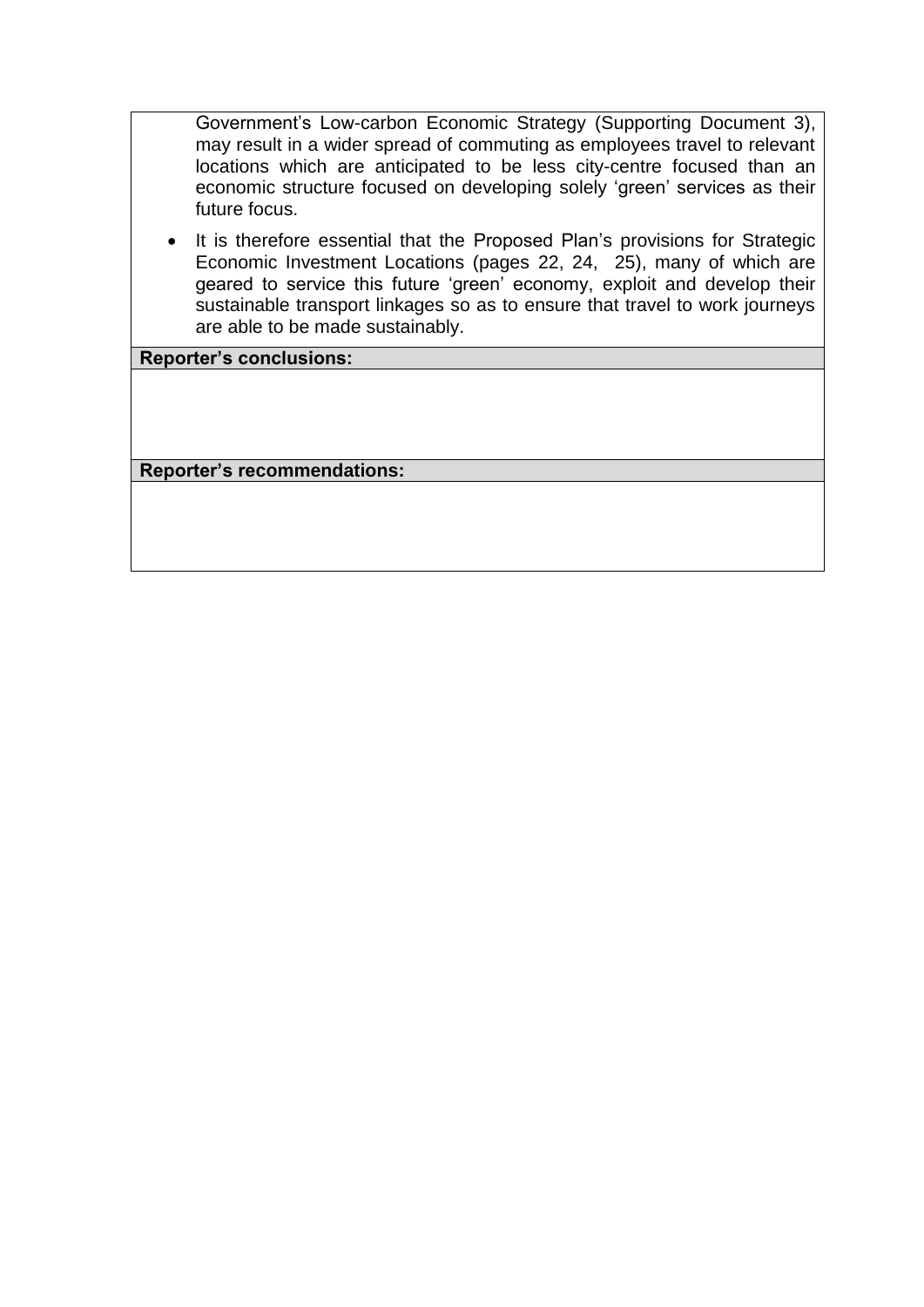Government's Low-carbon Economic Strategy (Supporting Document 3), may result in a wider spread of commuting as employees travel to relevant locations which are anticipated to be less city-centre focused than an economic structure focused on developing solely 'green' services as their future focus.

- It is therefore essential that the Proposed Plan's provisions for Strategic Economic Investment Locations (pages 22, 24, 25), many of which are geared to service this future 'green' economy, exploit and develop their sustainable transport linkages so as to ensure that travel to work journeys are able to be made sustainably.

**Reporter's conclusions:**

**Reporter's recommendations:**